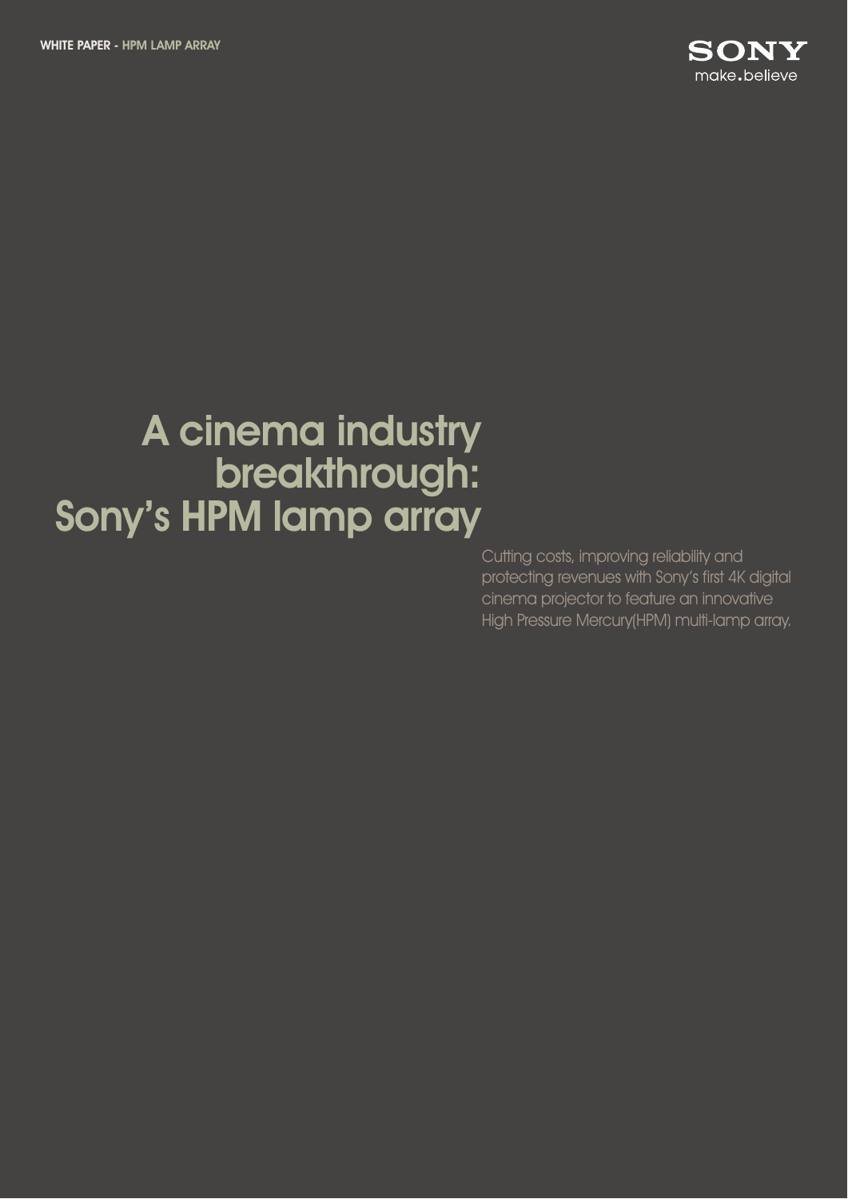# A cinema industry breakthrough: Sony's HPM lamp array

Cutting costs, improving reliability and protecting revenues with Sony's first 4K digital cinema projector to feature an innovative High Pressure Mercury(HPM) multi-lamp array.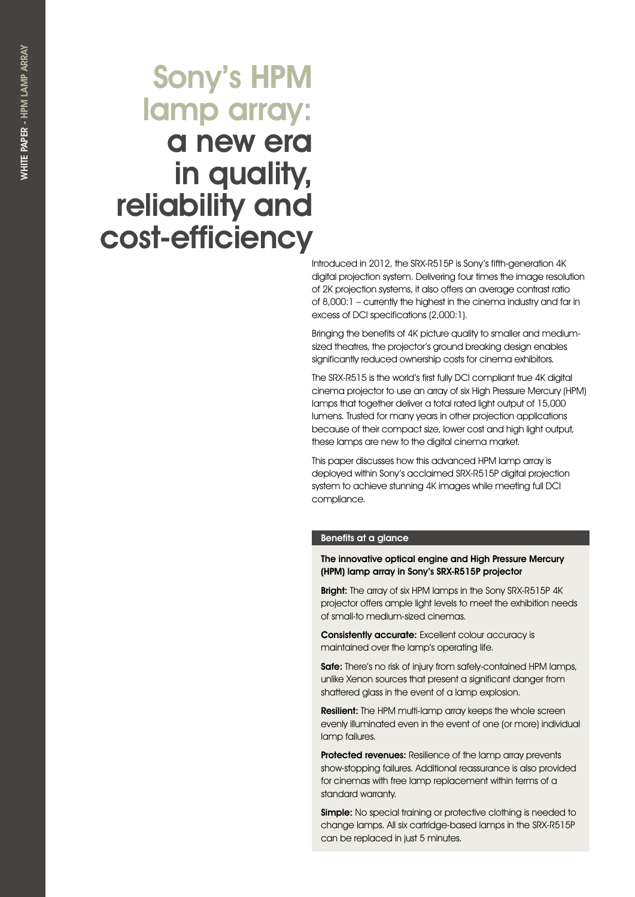# Sony's HPM lamp array: a new era in quality, reliability and cost-efficiency

Introduced in 2012, the SRX-R515P is Sony's fifth-generation 4K digital projection system. Delivering four times the image resolution of 2K projection systems, it also offers an average contrast ratio of 8,000:1 – currently the highest in the cinema industry and far in excess of DCI specifications (2,000:1).

Bringing the benefits of 4K picture quality to smaller and medium-sized theatres, the projector's ground breaking design enables significantly reduced ownership costs for cinema exhibitors.

The SRX-R515 is the world's first fully DCI compliant true 4K digital cinema projector to use an array of six High Pressure Mercury (HPM) lamps that together deliver a total rated light output of 15,000 lumens. Trusted for many years in other projection applications because of their compact size, lower cost and high light output, these lamps are new to the digital cinema market.

This paper discusses how this advanced HPM lamp array is deployed within Sony's acclaimed SRX-R515P digital projection system to achieve stunning 4K images while meeting full DCI compliance.

### Benefits at a glance

**The innovative optical engine and High Pressure Mercury (HPM) lamp array in Sony's SRX-R515P projector**

**Bright:** The array of six HPM lamps in the Sony SRX-R515P 4K projector offers ample light levels to meet the exhibition needs of small-to medium-sized cinemas.

**Consistently accurate:** Excellent colour accuracy is maintained over the lamp's operating life.

**Safe:** There's no risk of injury from safely-contained HPM lamps, unlike Xenon sources that present a significant danger from shattered glass in the event of a lamp explosion.

**Resilient:** The HPM multi-lamp array keeps the whole screen evenly illuminated even in the event of one (or more) individual lamp failures.

**Protected revenues:** Resilience of the lamp array prevents show-stopping failures. Additional reassurance is also provided for cinemas with free lamp replacement within terms of a standard warranty.

**Simple:** No special training or protective clothing is needed to change lamps. All six cartridge-based lamps in the SRX-R515P can be replaced in just 5 minutes.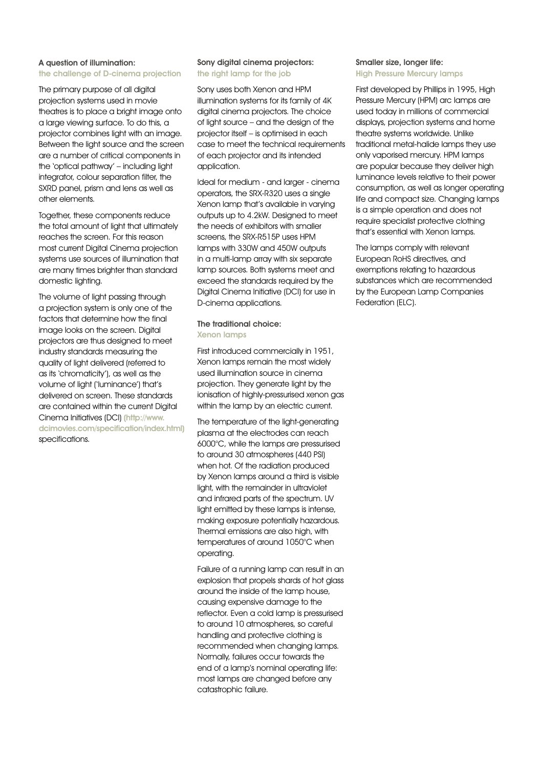## A question of illumination: the challenge of D-cinema projection

The primary purpose of all digital projection systems used in movie theatres is to place a bright image onto a large viewing surface. To do this, a projector combines light with an image. Between the light source and the screen are a number of critical components in the 'optical pathway' – including light integrator, colour separation filter, the SXRD panel, prism and lens as well as other elements.

Together, these components reduce the total amount of light that ultimately reaches the screen. For this reason most current Digital Cinema projection systems use sources of illumination that are many times brighter than standard domestic lighting.

The volume of light passing through a projection system is only one of the factors that determine how the final image looks on the screen. Digital projectors are thus designed to meet industry standards measuring the quality of light delivered (referred to as its 'chromaticity'), as well as the volume of light ('luminance') that's delivered on screen. These standards are contained within the current Digital Cinema Initiatives (DCI) (http://www.dcimovies.com/specification/index.html) specifications.

## Sony digital cinema projectors: the right lamp for the job

Sony uses both Xenon and HPM illumination systems for its family of 4K digital cinema projectors. The choice of light source – and the design of the projector itself – is optimised in each case to meet the technical requirements of each projector and its intended application.

Ideal for medium - and larger - cinema operators, the SRX-R320 uses a single Xenon lamp that's available in varying outputs up to 4.2kW. Designed to meet the needs of exhibitors with smaller screens, the SRX-R515P uses HPM lamps with 330W and 450W outputs in a multi-lamp array with six separate lamp sources. Both systems meet and exceed the standards required by the Digital Cinema Initiative (DCI) for use in D-cinema applications.

## The traditional choice: Xenon lamps

First introduced commercially in 1951, Xenon lamps remain the most widely used illumination source in cinema projection. They generate light by the ionisation of highly-pressurised xenon gas within the lamp by an electric current.

The temperature of the light-generating plasma at the electrodes can reach 6000°C, while the lamps are pressurised to around 30 atmospheres (440 PSI) when hot. Of the radiation produced by Xenon lamps around a third is visible light, with the remainder in ultraviolet and infrared parts of the spectrum. UV light emitted by these lamps is intense, making exposure potentially hazardous. Thermal emissions are also high, with temperatures of around 1050°C when operating.

Failure of a running lamp can result in an explosion that propels shards of hot glass around the inside of the lamp house, causing expensive damage to the reflector. Even a cold lamp is pressurised to around 10 atmospheres, so careful handling and protective clothing is recommended when changing lamps. Normally, failures occur towards the end of a lamp's nominal operating life: most lamps are changed before any catastrophic failure.

## Smaller size, longer life: High Pressure Mercury lamps

First developed by Phillips in 1995, High Pressure Mercury (HPM) arc lamps are used today in millions of commercial displays, projection systems and home theatre systems worldwide. Unlike traditional metal-halide lamps they use only vaporised mercury. HPM lamps are popular because they deliver high luminance levels relative to their power consumption, as well as longer operating life and compact size. Changing lamps is a simple operation and does not require specialist protective clothing that's essential with Xenon lamps.

The lamps comply with relevant European RoHS directives, and exemptions relating to hazardous substances which are recommended by the European Lamp Companies Federation (ELC).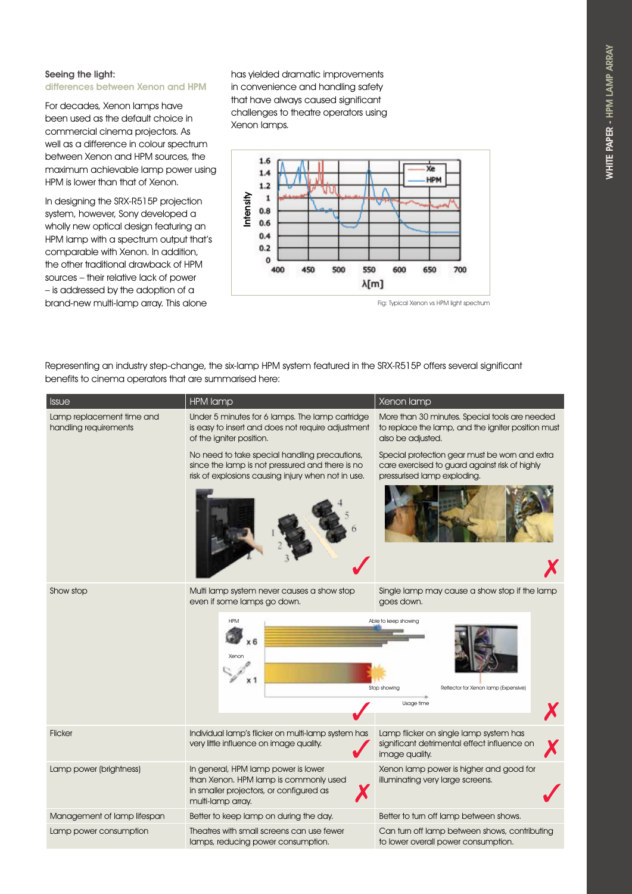### Seeing the light:
### differences between Xenon and HPM

For decades, Xenon lamps have been used as the default choice in commercial cinema projectors. As well as a difference in colour spectrum between Xenon and HPM sources, the maximum achievable lamp power using HPM is lower than that of Xenon.

In designing the SRX-R515P projection system, however, Sony developed a wholly new optical design featuring an HPM lamp with a spectrum output that's comparable with Xenon. In addition, the other traditional drawback of HPM sources – their relative lack of power – is addressed by the adoption of a brand-new multi-lamp array. This alone has yielded dramatic improvements in convenience and handling safety that have always caused significant challenges to theatre operators using Xenon lamps.

Fig: Typical Xenon vs HPM light spectrum

Representing an industry step-change, the six-lamp HPM system featured in the SRX-R515P offers several significant benefits to cinema operators that are summarised here:

| Issue | HPM lamp | Xenon lamp |
|---|---|---|
| Lamp replacement time and handling requirements | Under 5 minutes for 6 lamps. The lamp cartridge is easy to insert and does not require adjustment of the igniter position.<br><br>No need to take special handling precautions, since the lamp is not pressured and there is no risk of explosions causing injury when not in use. ✓ | More than 30 minutes. Special tools are needed to replace the lamp, and the igniter position must also be adjusted.<br><br>Special protection gear must be worn and extra care exercised to guard against risk of highly pressurised lamp exploding. ✗ |
| Show stop | Multi lamp system never causes a show stop even if some lamps go down. ✓ | Single lamp may cause a show stop if the lamp goes down. ✗ |
| Flicker | Individual lamp's flicker on multi-lamp system has very little influence on image quality. ✓ | Lamp flicker on single lamp system has significant detrimental effect influence on image quality. ✗ |
| Lamp power (brightness) | In general, HPM lamp power is lower than Xenon. HPM lamp is commonly used in smaller projectors, or configured as multi-lamp array. ✗ | Xenon lamp power is higher and good for illuminating very large screens. ✓ |
| Management of lamp lifespan | Better to keep lamp on during the day. | Better to turn off lamp between shows. |
| Lamp power consumption | Theatres with small screens can use fewer lamps, reducing power consumption. | Can turn off lamp between shows, contributing to lower overall power consumption. |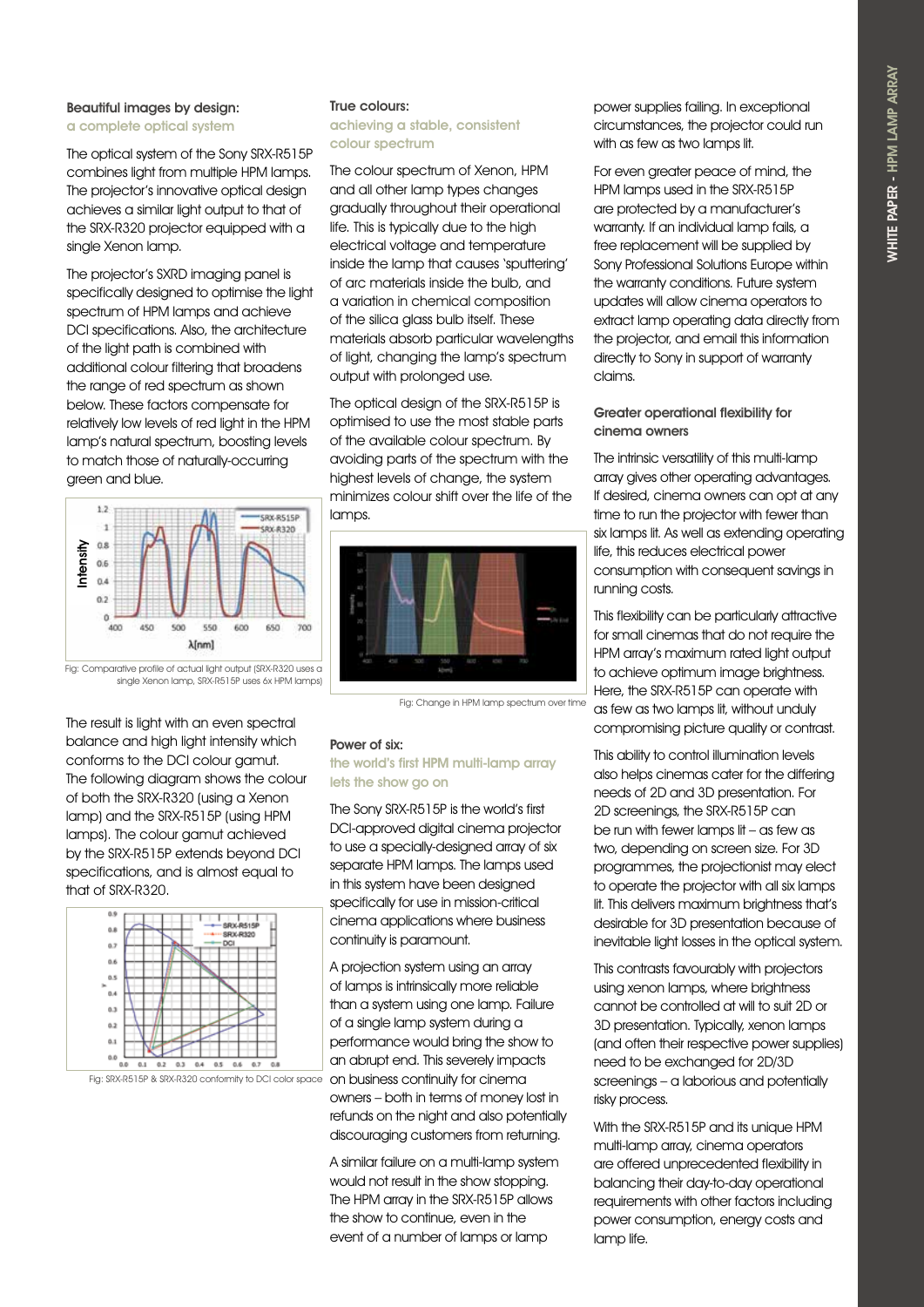### Beautiful images by design:
### a complete optical system

The optical system of the Sony SRX-R515P combines light from multiple HPM lamps. The projector's innovative optical design achieves a similar light output to that of the SRX-R320 projector equipped with a single Xenon lamp.

The projector's SXRD imaging panel is specifically designed to optimise the light spectrum of HPM lamps and achieve DCI specifications. Also, the architecture of the light path is combined with additional colour filtering that broadens the range of red spectrum as shown below. These factors compensate for relatively low levels of red light in the HPM lamp's natural spectrum, boosting levels to match those of naturally-occurring green and blue.

Fig: Comparative profile of actual light output (SRX-R320 uses a single Xenon lamp, SRX-R515P uses 6x HPM lamps)

The result is light with an even spectral balance and high light intensity which conforms to the DCI colour gamut. The following diagram shows the colour of both the SRX-R320 (using a Xenon lamp) and the SRX-R515P (using HPM lamps). The colour gamut achieved by the SRX-R515P extends beyond DCI specifications, and is almost equal to that of SRX-R320.

Fig: SRX-R515P & SRX-R320 conformity to DCI color space

### True colours:
### achieving a stable, consistent colour spectrum

The colour spectrum of Xenon, HPM and all other lamp types changes gradually throughout their operational life. This is typically due to the high electrical voltage and temperature inside the lamp that causes 'sputtering' of arc materials inside the bulb, and a variation in chemical composition of the silica glass bulb itself. These materials absorb particular wavelengths of light, changing the lamp's spectrum output with prolonged use.

The optical design of the SRX-R515P is optimised to use the most stable parts of the available colour spectrum. By avoiding parts of the spectrum with the highest levels of change, the system minimizes colour shift over the life of the lamps.

Fig: Change in HPM lamp spectrum over time

### Power of six:
### the world's first HPM multi-lamp array lets the show go on

The Sony SRX-R515P is the world's first DCI-approved digital cinema projector to use a specially-designed array of six separate HPM lamps. The lamps used in this system have been designed specifically for use in mission-critical cinema applications where business continuity is paramount.

A projection system using an array of lamps is intrinsically more reliable than a system using one lamp. Failure of a single lamp system during a performance would bring the show to an abrupt end. This severely impacts on business continuity for cinema owners – both in terms of money lost in refunds on the night and also potentially discouraging customers from returning.

A similar failure on a multi-lamp system would not result in the show stopping. The HPM array in the SRX-R515P allows the show to continue, even in the event of a number of lamps or lamp power supplies failing. In exceptional circumstances, the projector could run with as few as two lamps lit.

For even greater peace of mind, the HPM lamps used in the SRX-R515P are protected by a manufacturer's warranty. If an individual lamp fails, a free replacement will be supplied by Sony Professional Solutions Europe within the warranty conditions. Future system updates will allow cinema operators to extract lamp operating data directly from the projector, and email this information directly to Sony in support of warranty claims.

### Greater operational flexibility for cinema owners

The intrinsic versatility of this multi-lamp array gives other operating advantages. If desired, cinema owners can opt at any time to run the projector with fewer than six lamps lit. As well as extending operating life, this reduces electrical power consumption with consequent savings in running costs.

This flexibility can be particularly attractive for small cinemas that do not require the HPM array's maximum rated light output to achieve optimum image brightness. Here, the SRX-R515P can operate with as few as two lamps lit, without unduly compromising picture quality or contrast.

This ability to control illumination levels also helps cinemas cater for the differing needs of 2D and 3D presentation. For 2D screenings, the SRX-R515P can be run with fewer lamps lit – as few as two, depending on screen size. For 3D programmes, the projectionist may elect to operate the projector with all six lamps lit. This delivers maximum brightness that's desirable for 3D presentation because of inevitable light losses in the optical system.

This contrasts favourably with projectors using xenon lamps, where brightness cannot be controlled at will to suit 2D or 3D presentation. Typically, xenon lamps (and often their respective power supplies) need to be exchanged for 2D/3D screenings – a laborious and potentially risky process.

With the SRX-R515P and its unique HPM multi-lamp array, cinema operators are offered unprecedented flexibility in balancing their day-to-day operational requirements with other factors including power consumption, energy costs and lamp life.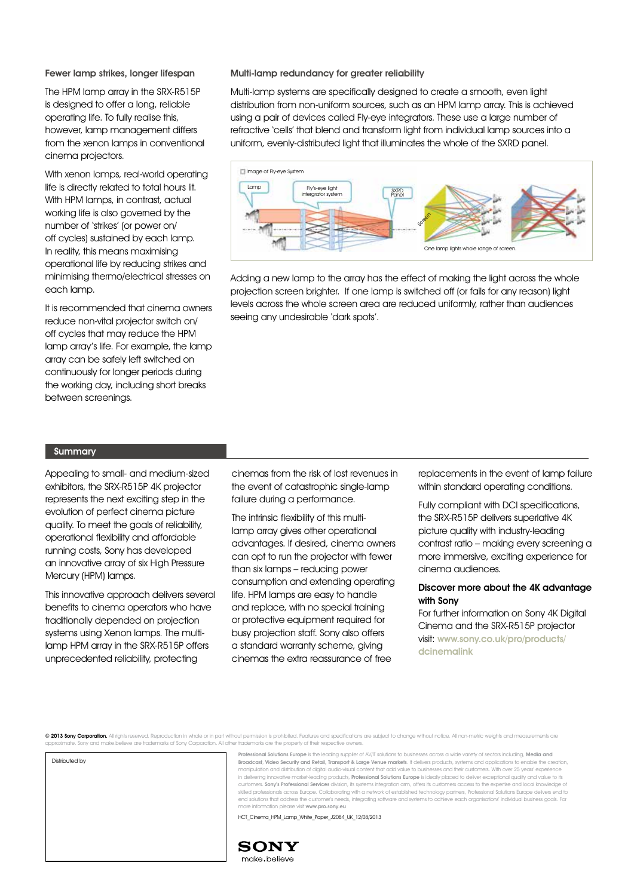### Fewer lamp strikes, longer lifespan

The HPM lamp array in the SRX-R515P is designed to offer a long, reliable operating life. To fully realise this, however, lamp management differs from the xenon lamps in conventional cinema projectors.

With xenon lamps, real-world operating life is directly related to total hours lit. With HPM lamps, in contrast, actual working life is also governed by the number of 'strikes' (or power on/off cycles) sustained by each lamp. In reality, this means maximising operational life by reducing strikes and minimising thermo/electrical stresses on each lamp.

It is recommended that cinema owners reduce non-vital projector switch on/off cycles that may reduce the HPM lamp array's life. For example, the lamp array can be safely left switched on continuously for longer periods during the working day, including short breaks between screenings.

### Multi-lamp redundancy for greater reliability

Multi-lamp systems are specifically designed to create a smooth, even light distribution from non-uniform sources, such as an HPM lamp array. This is achieved using a pair of devices called Fly-eye integrators. These use a large number of refractive 'cells' that blend and transform light from individual lamp sources into a uniform, evenly-distributed light that illuminates the whole of the SXRD panel.

Image of Fly-eye System

Lamp

Fly's-eye light intergrator system

SXRD Panel

Screen

One lamp lights whole range of screen.

Adding a new lamp to the array has the effect of making the light across the whole projection screen brighter. If one lamp is switched off (or fails for any reason) light levels across the whole screen area are reduced uniformly, rather than audiences seeing any undesirable 'dark spots'.

## Summary

Appealing to small- and medium-sized exhibitors, the SRX-R515P 4K projector represents the next exciting step in the evolution of perfect cinema picture quality. To meet the goals of reliability, operational flexibility and affordable running costs, Sony has developed an innovative array of six High Pressure Mercury (HPM) lamps.

This innovative approach delivers several benefits to cinema operators who have traditionally depended on projection systems using Xenon lamps. The multi-lamp HPM array in the SRX-R515P offers unprecedented reliability, protecting cinemas from the risk of lost revenues in the event of catastrophic single-lamp failure during a performance.

The intrinsic flexibility of this multi-lamp array gives other operational advantages. If desired, cinema owners can opt to run the projector with fewer than six lamps – reducing power consumption and extending operating life. HPM lamps are easy to handle and replace, with no special training or protective equipment required for busy projection staff. Sony also offers a standard warranty scheme, giving cinemas the extra reassurance of free replacements in the event of lamp failure within standard operating conditions.

Fully compliant with DCI specifications, the SRX-R515P delivers superlative 4K picture quality with industry-leading contrast ratio – making every screening a more immersive, exciting experience for cinema audiences.

### Discover more about the 4K advantage with Sony

For further information on Sony 4K Digital Cinema and the SRX-R515P projector visit: **www.sony.co.uk/pro/products/dcinemalink**

**© 2013 Sony Corporation.** All rights reserved. Reproduction in whole or in part without permission is prohibited. Features and specifications are subject to change without notice. All non-metric weights and measurements are approximate. Sony and make.believe are trademarks of Sony Corporation. All other trademarks are the property of their respective owners.

Distributed by

**Professional Solutions Europe** is the leading supplier of AV/IT solutions to businesses across a wide variety of sectors including, **Media and Broadcast**, **Video Security and Retail**, **Transport & Large Venue markets**. It delivers products, systems and applications to enable the creation, manipulation and distribution of digital audio-visual content that add value to businesses and their customers. With over 25 years' experience in delivering innovative market-leading products, **Professional Solutions Europe** is ideally placed to deliver exceptional quality and value to its customers. **Sony's Professional Services** division, its systems integration arm, offers its customers access to the expertise and local knowledge of skilled professionals across Europe. Collaborating with a network of established technology partners, Professional Solutions Europe delivers end to end solutions that address the customer's needs, integrating software and systems to achieve each organisations' individual business goals. For more information please visit **www.pro.sony.eu**

HCT_Cinema_HPM_Lamp_White_Paper_J2084_UK_12/08/2013

SONY make.believe